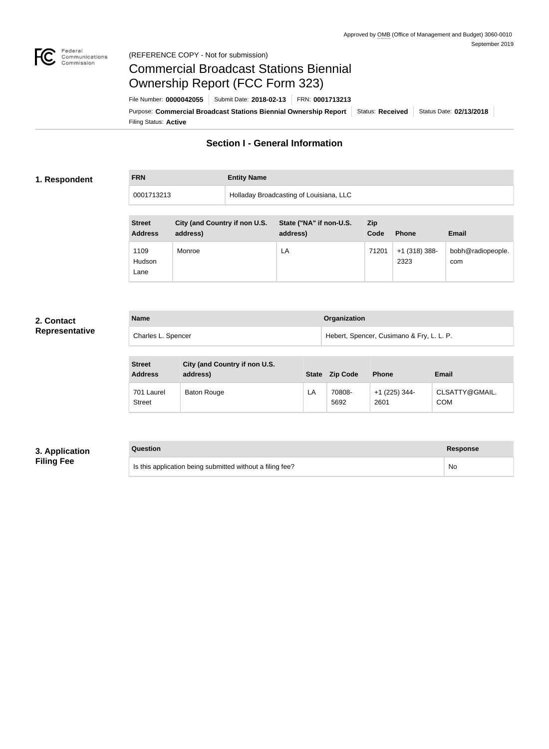Approved by OMB (Office of Management and Budget) 3060-0010
September 2019

(REFERENCE COPY - Not for submission)

# Commercial Broadcast Stations Biennial Ownership Report (FCC Form 323)

File Number: **0000042055** | Submit Date: **2018-02-13** | FRN: **0001713213**

Purpose: **Commercial Broadcast Stations Biennial Ownership Report** | Status: **Received** | Status Date: **02/13/2018**

Filing Status: **Active**

## Section I - General Information

### 1. Respondent

| FRN | Entity Name |
| --- | --- |
| 0001713213 | Holladay Broadcasting of Louisiana, LLC |

| Street Address | City (and Country if non U.S. address) | State ("NA" if non-U.S. address) | Zip Code | Phone | Email |
| --- | --- | --- | --- | --- | --- |
| 1109 Hudson Lane | Monroe | LA | 71201 | +1 (318) 388-2323 | bobh@radiopeople.com |

### 2. Contact Representative

| Name | Organization |
| --- | --- |
| Charles L. Spencer | Hebert, Spencer, Cusimano & Fry, L. L. P. |

| Street Address | City (and Country if non U.S. address) | State | Zip Code | Phone | Email |
| --- | --- | --- | --- | --- | --- |
| 701 Laurel Street | Baton Rouge | LA | 70808-5692 | +1 (225) 344-2601 | CLSATTY@GMAIL.COM |

### 3. Application Filing Fee

| Question | Response |
| --- | --- |
| Is this application being submitted without a filing fee? | No |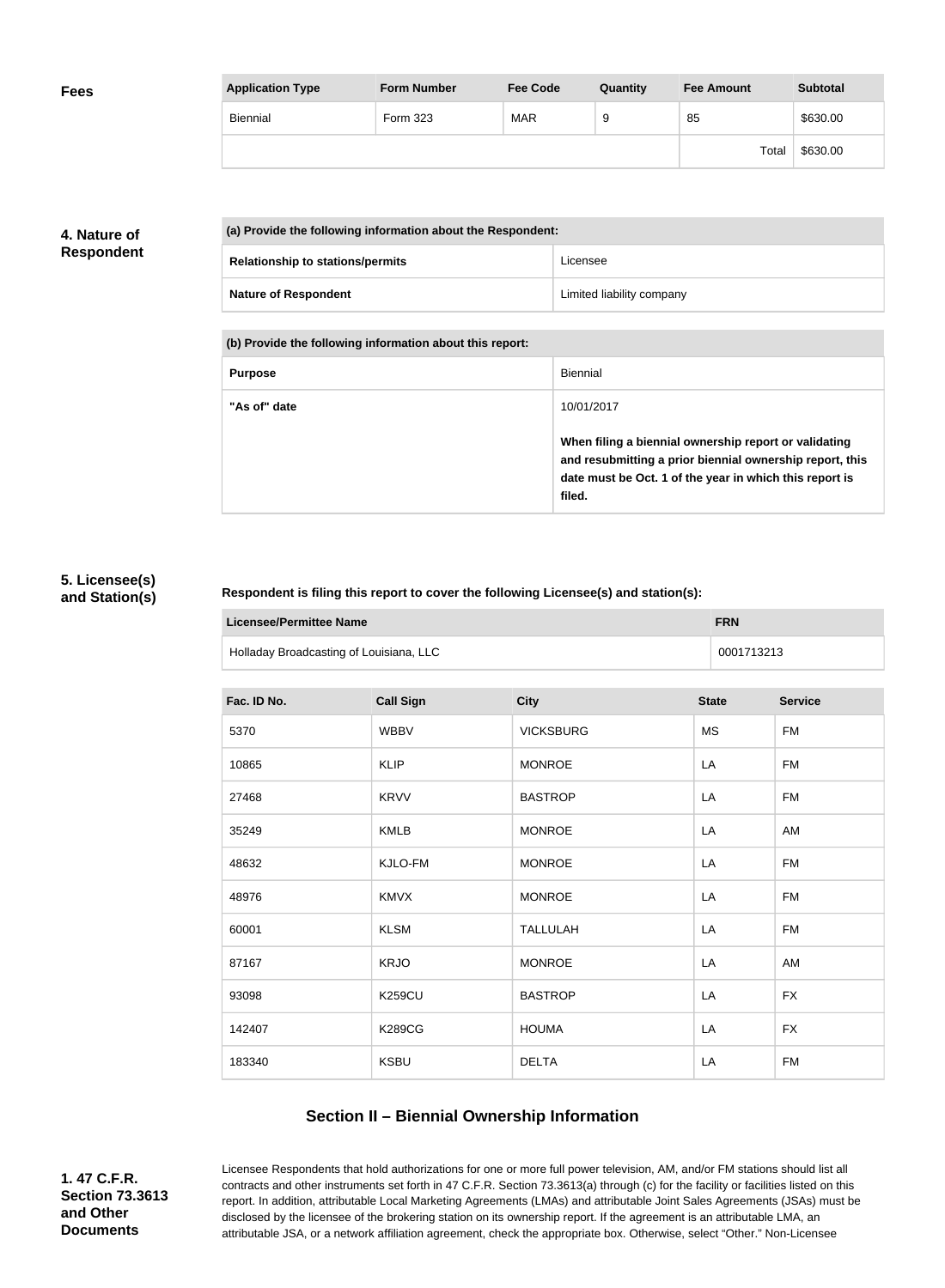**Fees**

| Application Type | Form Number | Fee Code | Quantity | Fee Amount | Subtotal |
| --- | --- | --- | --- | --- | --- |
| Biennial | Form 323 | MAR | 9 | 85 | $630.00 |
| | | | | Total | $630.00 |

**4. Nature of Respondent**

| (a) Provide the following information about the Respondent: | |
| --- | --- |
| **Relationship to stations/permits** | Licensee |
| **Nature of Respondent** | Limited liability company |

| (b) Provide the following information about this report: | |
| --- | --- |
| **Purpose** | Biennial |
| **"As of" date** | 10/01/2017<br><br>**When filing a biennial ownership report or validating and resubmitting a prior biennial ownership report, this date must be Oct. 1 of the year in which this report is filed.** |

**5. Licensee(s) and Station(s)**

**Respondent is filing this report to cover the following Licensee(s) and station(s):**

| Licensee/Permittee Name | FRN |
| --- | --- |
| Holladay Broadcasting of Louisiana, LLC | 0001713213 |

| Fac. ID No. | Call Sign | City | State | Service |
| --- | --- | --- | --- | --- |
| 5370 | WBBV | VICKSBURG | MS | FM |
| 10865 | KLIP | MONROE | LA | FM |
| 27468 | KRVV | BASTROP | LA | FM |
| 35249 | KMLB | MONROE | LA | AM |
| 48632 | KJLO-FM | MONROE | LA | FM |
| 48976 | KMVX | MONROE | LA | FM |
| 60001 | KLSM | TALLULAH | LA | FM |
| 87167 | KRJO | MONROE | LA | AM |
| 93098 | K259CU | BASTROP | LA | FX |
| 142407 | K289CG | HOUMA | LA | FX |
| 183340 | KSBU | DELTA | LA | FM |

## Section II – Biennial Ownership Information

**1. 47 C.F.R. Section 73.3613 and Other Documents**

Licensee Respondents that hold authorizations for one or more full power television, AM, and/or FM stations should list all contracts and other instruments set forth in 47 C.F.R. Section 73.3613(a) through (c) for the facility or facilities listed on this report. In addition, attributable Local Marketing Agreements (LMAs) and attributable Joint Sales Agreements (JSAs) must be disclosed by the licensee of the brokering station on its ownership report. If the agreement is an attributable LMA, an attributable JSA, or a network affiliation agreement, check the appropriate box. Otherwise, select "Other." Non-Licensee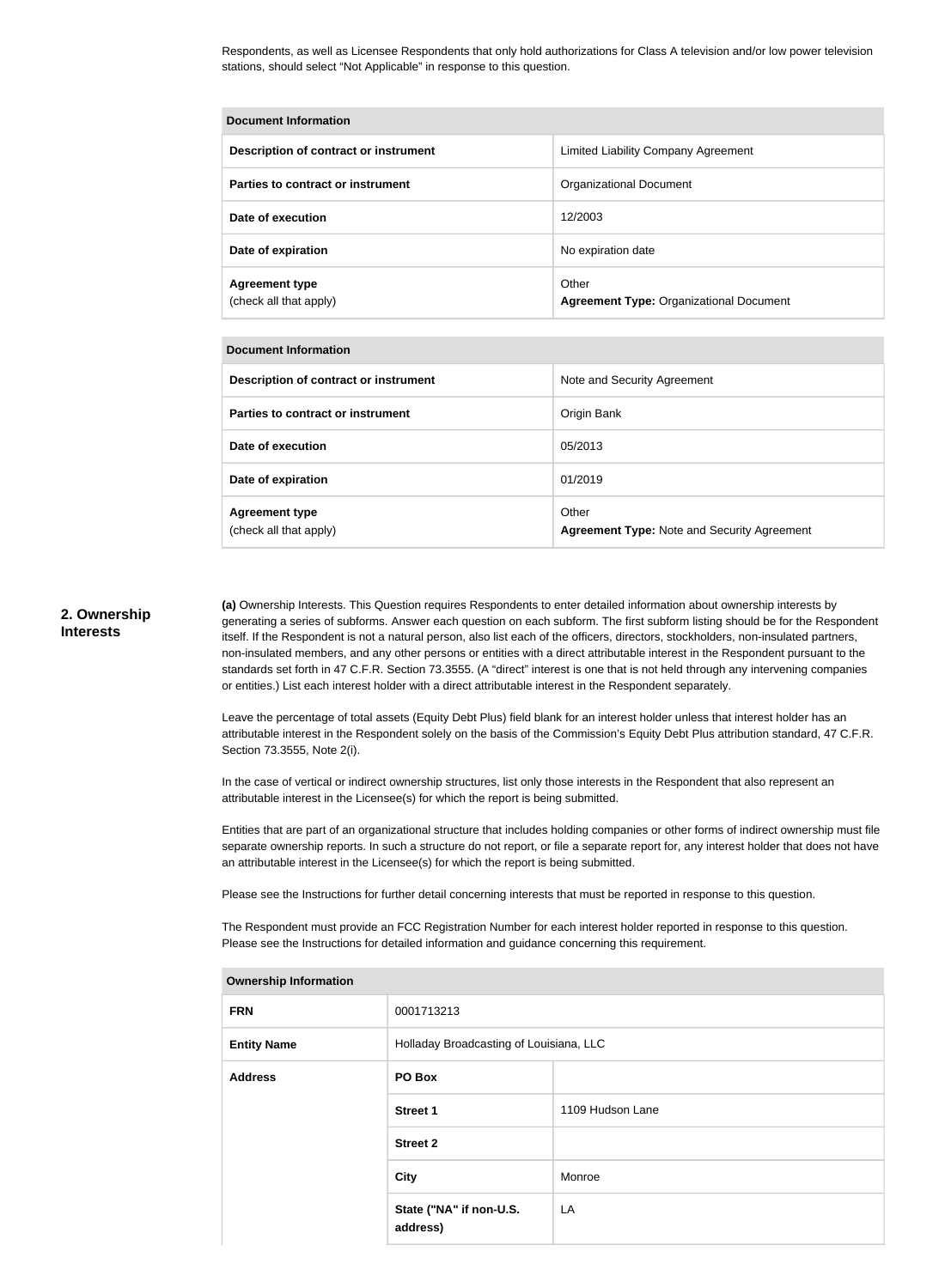Respondents, as well as Licensee Respondents that only hold authorizations for Class A television and/or low power television stations, should select “Not Applicable” in response to this question.

| Document Information | |
|---|---|
| **Description of contract or instrument** | Limited Liability Company Agreement |
| **Parties to contract or instrument** | Organizational Document |
| **Date of execution** | 12/2003 |
| **Date of expiration** | No expiration date |
| **Agreement type** (check all that apply) | Other **Agreement Type:** Organizational Document |

| Document Information | |
|---|---|
| **Description of contract or instrument** | Note and Security Agreement |
| **Parties to contract or instrument** | Origin Bank |
| **Date of execution** | 05/2013 |
| **Date of expiration** | 01/2019 |
| **Agreement type** (check all that apply) | Other **Agreement Type:** Note and Security Agreement |

## 2. Ownership Interests

**(a)** Ownership Interests. This Question requires Respondents to enter detailed information about ownership interests by generating a series of subforms. Answer each question on each subform. The first subform listing should be for the Respondent itself. If the Respondent is not a natural person, also list each of the officers, directors, stockholders, non-insulated partners, non-insulated members, and any other persons or entities with a direct attributable interest in the Respondent pursuant to the standards set forth in 47 C.F.R. Section 73.3555. (A “direct” interest is one that is not held through any intervening companies or entities.) List each interest holder with a direct attributable interest in the Respondent separately.

Leave the percentage of total assets (Equity Debt Plus) field blank for an interest holder unless that interest holder has an attributable interest in the Respondent solely on the basis of the Commission’s Equity Debt Plus attribution standard, 47 C.F.R. Section 73.3555, Note 2(i).

In the case of vertical or indirect ownership structures, list only those interests in the Respondent that also represent an attributable interest in the Licensee(s) for which the report is being submitted.

Entities that are part of an organizational structure that includes holding companies or other forms of indirect ownership must file separate ownership reports. In such a structure do not report, or file a separate report for, any interest holder that does not have an attributable interest in the Licensee(s) for which the report is being submitted.

Please see the Instructions for further detail concerning interests that must be reported in response to this question.

The Respondent must provide an FCC Registration Number for each interest holder reported in response to this question. Please see the Instructions for detailed information and guidance concerning this requirement.

| Ownership Information | | |
|---|---|---|
| **FRN** | 0001713213 | |
| **Entity Name** | Holladay Broadcasting of Louisiana, LLC | |
| **Address** | **PO Box** | |
| | **Street 1** | 1109 Hudson Lane |
| | **Street 2** | |
| | **City** | Monroe |
| | **State ("NA" if non-U.S. address)** | LA |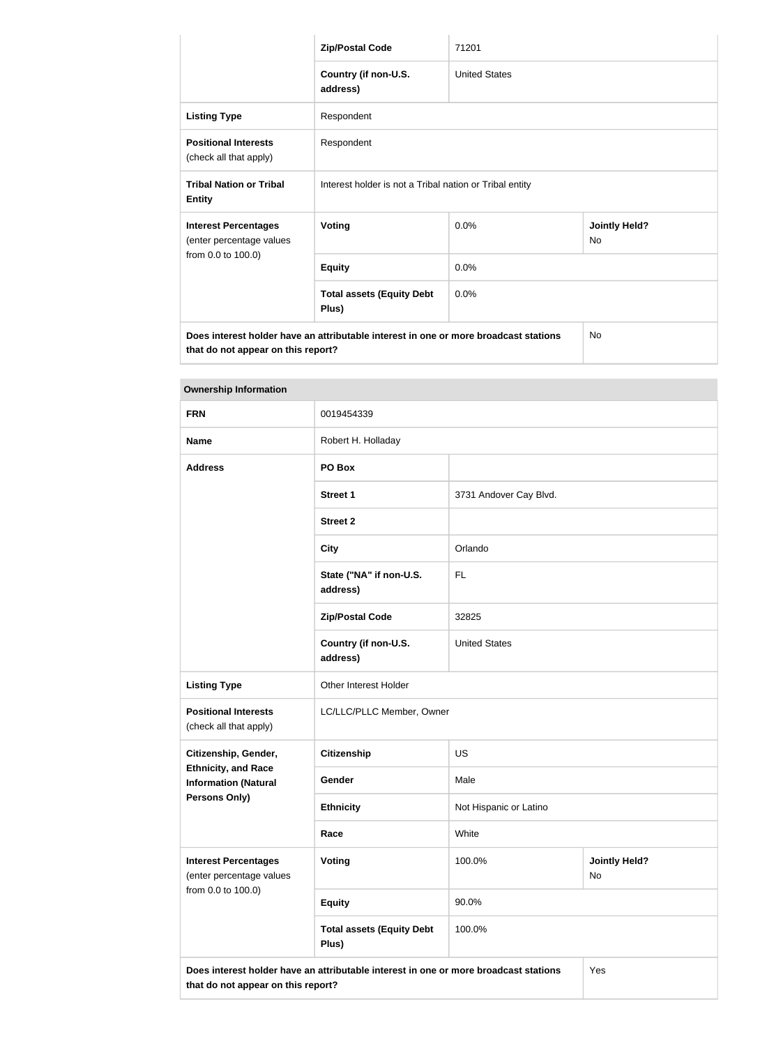| | | | |
|---|---|---|---|
| | **Zip/Postal Code** | 71201 | |
| | **Country (if non-U.S. address)** | United States | |
| **Listing Type** | Respondent | | |
| **Positional Interests** (check all that apply) | Respondent | | |
| **Tribal Nation or Tribal Entity** | Interest holder is not a Tribal nation or Tribal entity | | |
| **Interest Percentages** (enter percentage values from 0.0 to 100.0) | **Voting** | 0.0% | **Jointly Held?** No |
| | **Equity** | 0.0% | |
| | **Total assets (Equity Debt Plus)** | 0.0% | |
| **Does interest holder have an attributable interest in one or more broadcast stations that do not appear on this report?** | | | No |

| **Ownership Information** | | | |
|---|---|---|---|
| **FRN** | 0019454339 | | |
| **Name** | Robert H. Holladay | | |
| **Address** | **PO Box** | | |
| | **Street 1** | 3731 Andover Cay Blvd. | |
| | **Street 2** | | |
| | **City** | Orlando | |
| | **State ("NA" if non-U.S. address)** | FL | |
| | **Zip/Postal Code** | 32825 | |
| | **Country (if non-U.S. address)** | United States | |
| **Listing Type** | Other Interest Holder | | |
| **Positional Interests** (check all that apply) | LC/LLC/PLLC Member, Owner | | |
| **Citizenship, Gender, Ethnicity, and Race Information (Natural Persons Only)** | **Citizenship** | US | |
| | **Gender** | Male | |
| | **Ethnicity** | Not Hispanic or Latino | |
| | **Race** | White | |
| **Interest Percentages** (enter percentage values from 0.0 to 100.0) | **Voting** | 100.0% | **Jointly Held?** No |
| | **Equity** | 90.0% | |
| | **Total assets (Equity Debt Plus)** | 100.0% | |
| **Does interest holder have an attributable interest in one or more broadcast stations that do not appear on this report?** | | | Yes |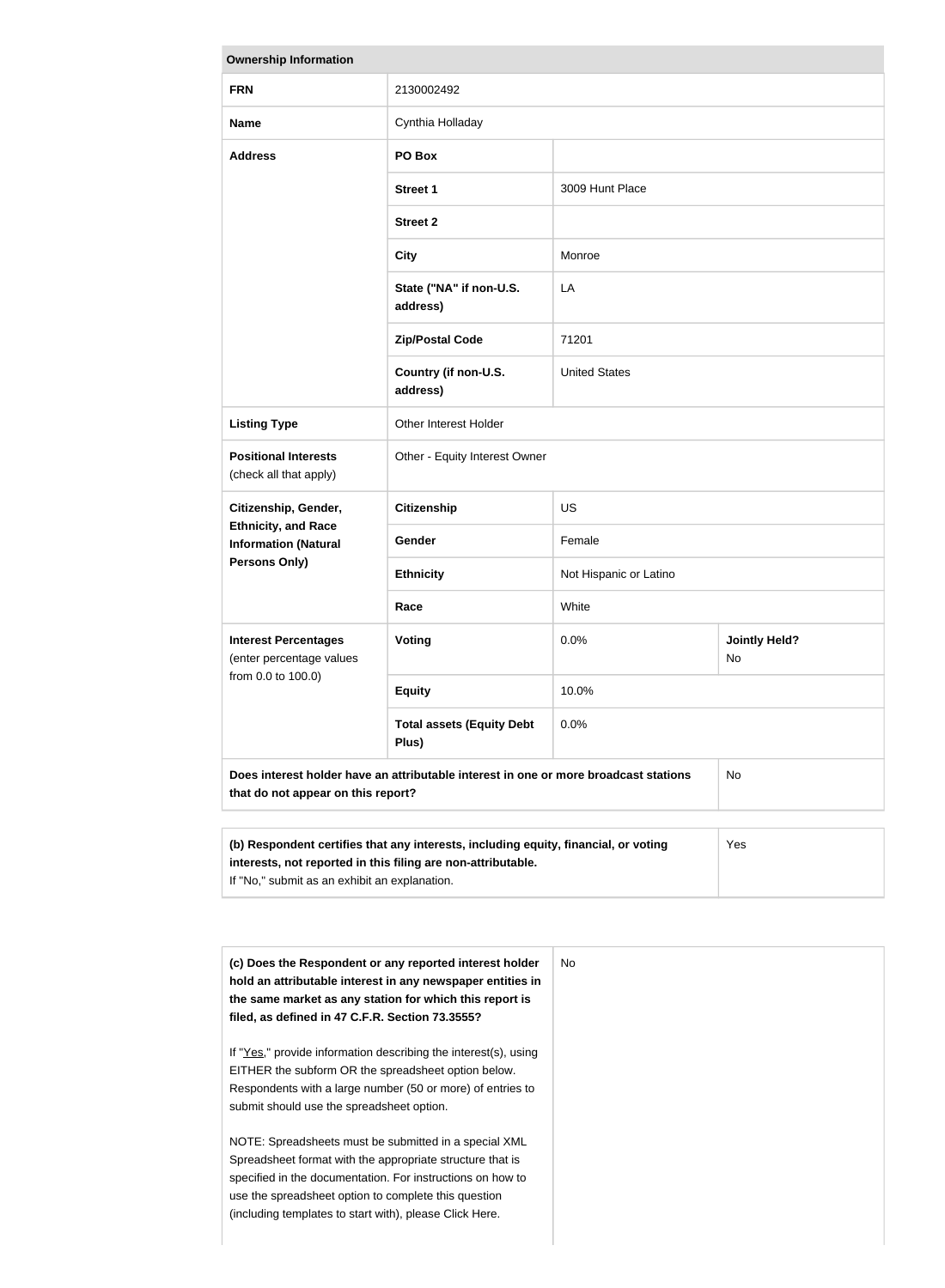| Ownership Information | | | |
|---|---|---|---|
| **FRN** | 2130002492 | | |
| **Name** | Cynthia Holladay | | |
| **Address** | **PO Box** | | |
| | **Street 1** | 3009 Hunt Place | |
| | **Street 2** | | |
| | **City** | Monroe | |
| | **State ("NA" if non-U.S. address)** | LA | |
| | **Zip/Postal Code** | 71201 | |
| | **Country (if non-U.S. address)** | United States | |
| **Listing Type** | Other Interest Holder | | |
| **Positional Interests** (check all that apply) | Other - Equity Interest Owner | | |
| **Citizenship, Gender, Ethnicity, and Race Information (Natural Persons Only)** | **Citizenship** | US | |
| | **Gender** | Female | |
| | **Ethnicity** | Not Hispanic or Latino | |
| | **Race** | White | |
| **Interest Percentages** (enter percentage values from 0.0 to 100.0) | **Voting** | 0.0% | **Jointly Held?** No |
| | **Equity** | 10.0% | |
| | **Total assets (Equity Debt Plus)** | 0.0% | |
| **Does interest holder have an attributable interest in one or more broadcast stations that do not appear on this report?** | | | No |

| | |
|---|---|
| **(b) Respondent certifies that any interests, including equity, financial, or voting interests, not reported in this filing are non-attributable.** If "No," submit as an exhibit an explanation. | Yes |

| | |
|---|---|
| **(c) Does the Respondent or any reported interest holder hold an attributable interest in any newspaper entities in the same market as any station for which this report is filed, as defined in 47 C.F.R. Section 73.3555?**<br><br>If "Yes," provide information describing the interest(s), using EITHER the subform OR the spreadsheet option below. Respondents with a large number (50 or more) of entries to submit should use the spreadsheet option.<br><br>NOTE: Spreadsheets must be submitted in a special XML Spreadsheet format with the appropriate structure that is specified in the documentation. For instructions on how to use the spreadsheet option to complete this question (including templates to start with), please Click Here. | No |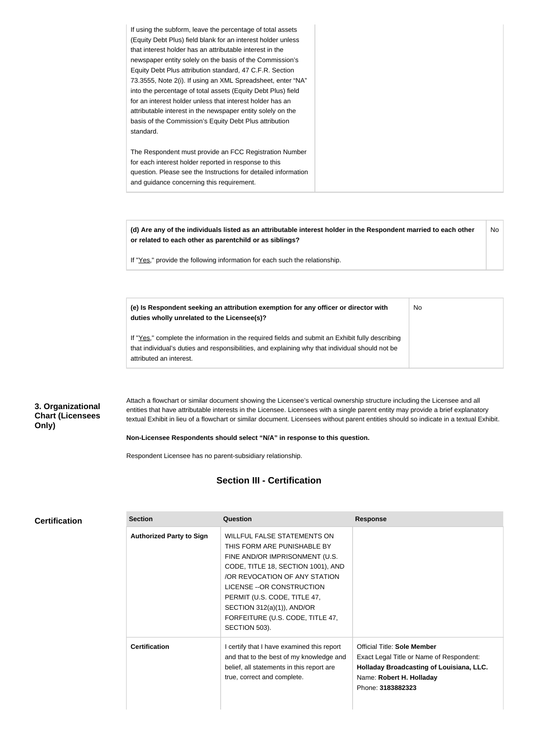| | |
|---|---|
| If using the subform, leave the percentage of total assets (Equity Debt Plus) field blank for an interest holder unless that interest holder has an attributable interest in the newspaper entity solely on the basis of the Commission's Equity Debt Plus attribution standard, 47 C.F.R. Section 73.3555, Note 2(i). If using an XML Spreadsheet, enter "NA" into the percentage of total assets (Equity Debt Plus) field for an interest holder unless that interest holder has an attributable interest in the newspaper entity solely on the basis of the Commission's Equity Debt Plus attribution standard.<br><br>The Respondent must provide an FCC Registration Number for each interest holder reported in response to this question. Please see the Instructions for detailed information and guidance concerning this requirement. | |

| | |
|---|---|
| **(d) Are any of the individuals listed as an attributable interest holder in the Respondent married to each other or related to each other as parentchild or as siblings?**<br><br>If "Yes," provide the following information for each such the relationship. | No |

| | |
|---|---|
| **(e) Is Respondent seeking an attribution exemption for any officer or director with duties wholly unrelated to the Licensee(s)?**<br><br>If "Yes," complete the information in the required fields and submit an Exhibit fully describing that individual's duties and responsibilities, and explaining why that individual should not be attributed an interest. | No |

**3. Organizational Chart (Licensees Only)**

Attach a flowchart or similar document showing the Licensee's vertical ownership structure including the Licensee and all entities that have attributable interests in the Licensee. Licensees with a single parent entity may provide a brief explanatory textual Exhibit in lieu of a flowchart or similar document. Licensees without parent entities should so indicate in a textual Exhibit.

**Non-Licensee Respondents should select "N/A" in response to this question.**

Respondent Licensee has no parent-subsidiary relationship.

## Section III - Certification

**Certification**

| Section | Question | Response |
|---|---|---|
| **Authorized Party to Sign** | WILLFUL FALSE STATEMENTS ON THIS FORM ARE PUNISHABLE BY FINE AND/OR IMPRISONMENT (U.S. CODE, TITLE 18, SECTION 1001), AND /OR REVOCATION OF ANY STATION LICENSE --OR CONSTRUCTION PERMIT (U.S. CODE, TITLE 47, SECTION 312(a)(1)), AND/OR FORFEITURE (U.S. CODE, TITLE 47, SECTION 503). | |
| **Certification** | I certify that I have examined this report and that to the best of my knowledge and belief, all statements in this report are true, correct and complete. | Official Title: **Sole Member**<br>Exact Legal Title or Name of Respondent: **Holladay Broadcasting of Louisiana, LLC.**<br>Name: **Robert H. Holladay**<br>Phone: **3183882323** |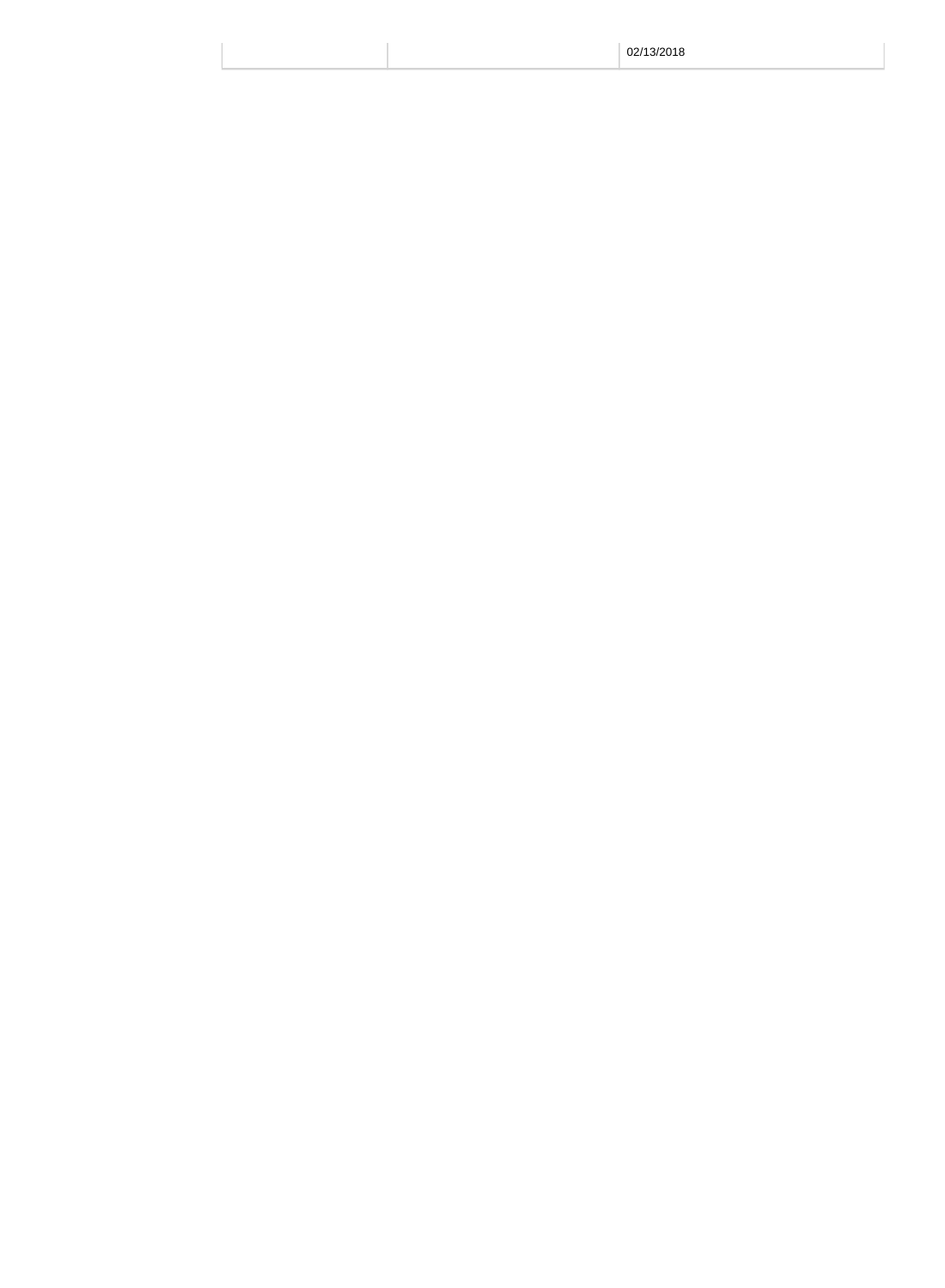| | | |
|---|---|---|
| | | 02/13/2018 |